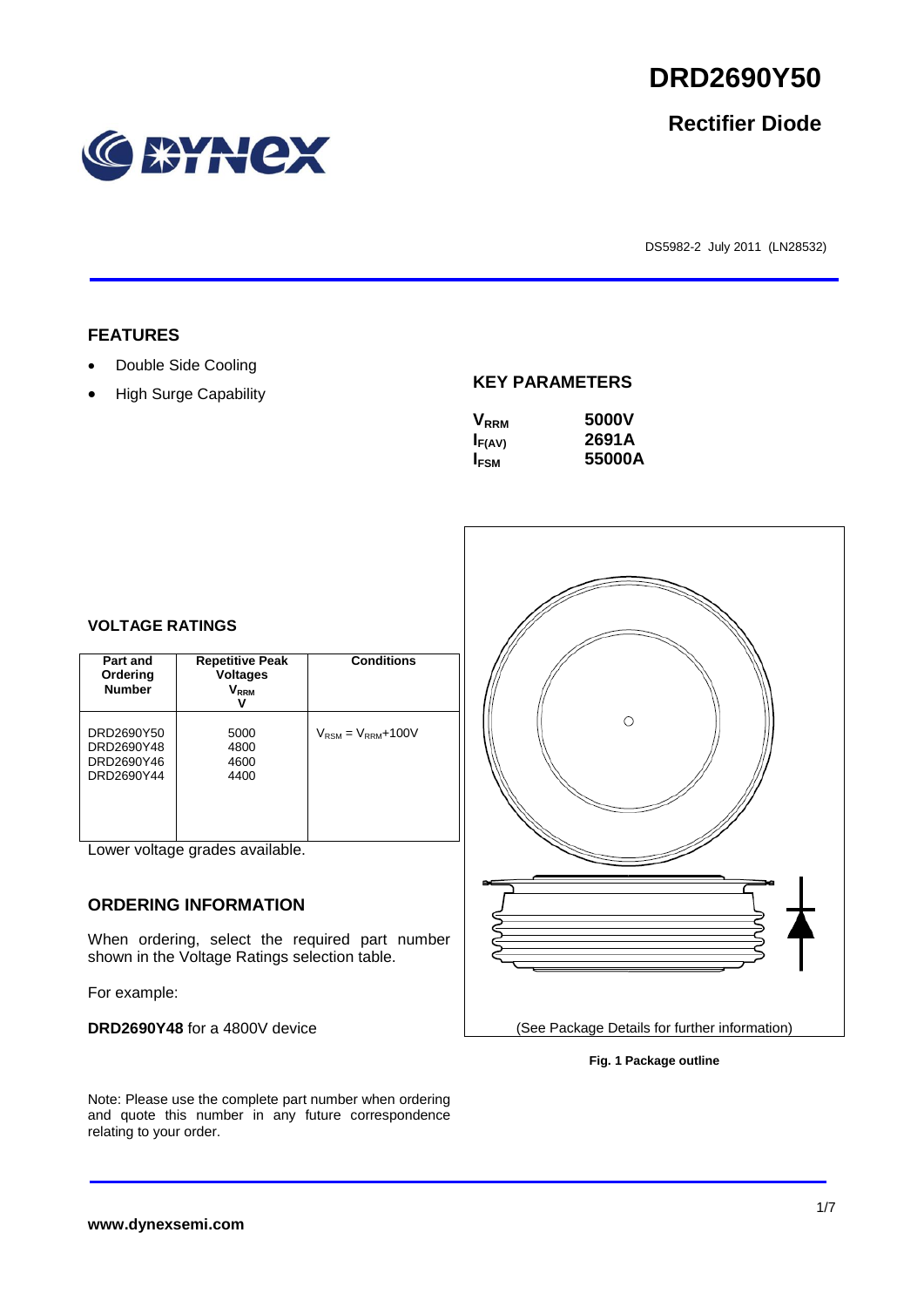# DRD2690Y50

## Rectifier Diode

DS5982-2 July 2011 (LN28532)

### FEATURES

- Double Side Cooling
- High Surge Capability

### KEY PARAMETERS

| | |
|---|---|
| $V_{RRM}$ | 5000V |
| $I_{F(AV)}$ | 2691A |
| $I_{FSM}$ | 55000A |

### VOLTAGE RATINGS

| Part and Ordering Number | Repetitive Peak Voltages $V_{RRM}$ V | Conditions |
|---|---|---|
| DRD2690Y50<br>DRD2690Y48<br>DRD2690Y46<br>DRD2690Y44 | 5000<br>4800<br>4600<br>4400 | $V_{RSM} = V_{RRM}$+100V |

Lower voltage grades available.

### ORDERING INFORMATION

When ordering, select the required part number shown in the Voltage Ratings selection table.

For example:

**DRD2690Y48** for a 4800V device

Note: Please use the complete part number when ordering and quote this number in any future correspondence relating to your order.

(See Package Details for further information)

**Fig. 1 Package outline**

**www.dynexsemi.com**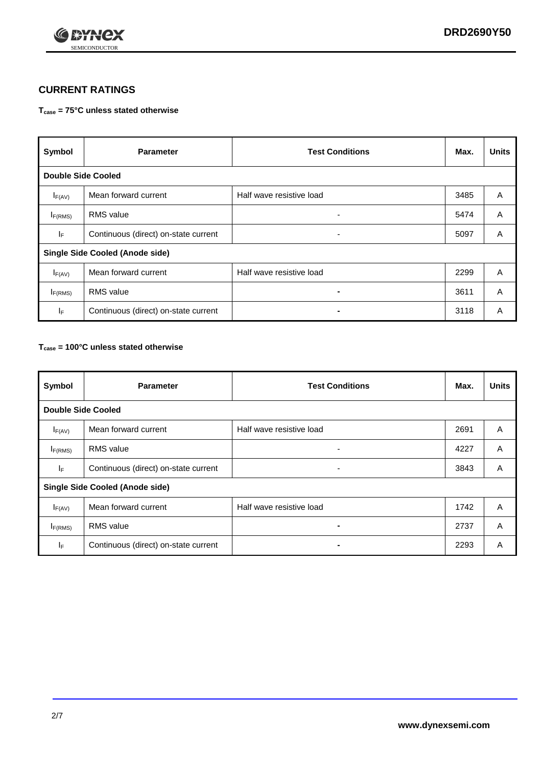## CURRENT RATINGS

**$T_{case}$ = 75°C unless stated otherwise**

| Symbol | Parameter | Test Conditions | Max. | Units |
|---|---|---|---|---|
| **Double Side Cooled** | | | | |
| $I_{F(AV)}$ | Mean forward current | Half wave resistive load | 3485 | A |
| $I_{F(RMS)}$ | RMS value | - | 5474 | A |
| $I_F$ | Continuous (direct) on-state current | - | 5097 | A |
| **Single Side Cooled (Anode side)** | | | | |
| $I_{F(AV)}$ | Mean forward current | Half wave resistive load | 2299 | A |
| $I_{F(RMS)}$ | RMS value | - | 3611 | A |
| $I_F$ | Continuous (direct) on-state current | - | 3118 | A |

**$T_{case}$ = 100°C unless stated otherwise**

| Symbol | Parameter | Test Conditions | Max. | Units |
|---|---|---|---|---|
| **Double Side Cooled** | | | | |
| $I_{F(AV)}$ | Mean forward current | Half wave resistive load | 2691 | A |
| $I_{F(RMS)}$ | RMS value | - | 4227 | A |
| $I_F$ | Continuous (direct) on-state current | - | 3843 | A |
| **Single Side Cooled (Anode side)** | | | | |
| $I_{F(AV)}$ | Mean forward current | Half wave resistive load | 1742 | A |
| $I_{F(RMS)}$ | RMS value | - | 2737 | A |
| $I_F$ | Continuous (direct) on-state current | - | 2293 | A |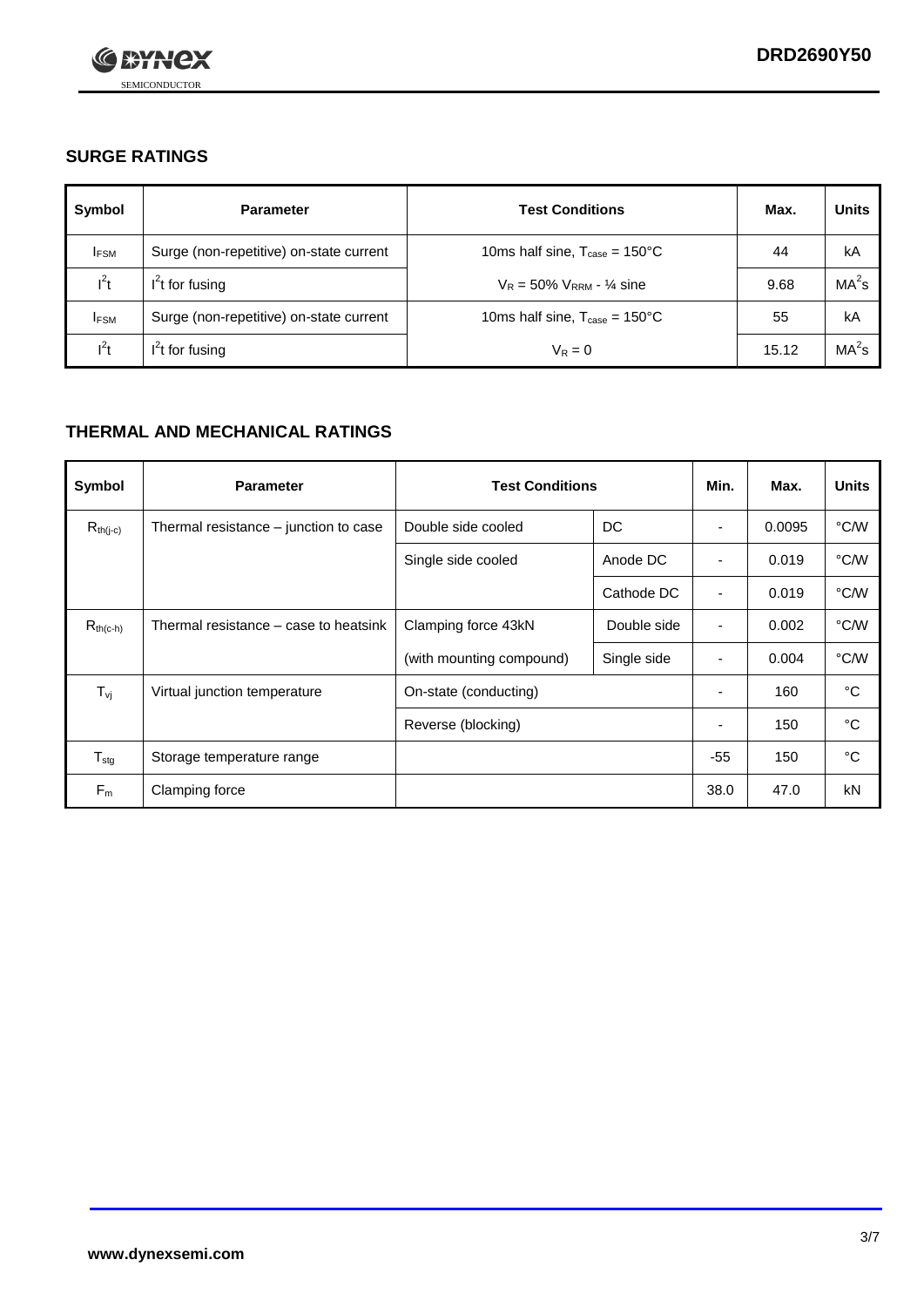## SURGE RATINGS

| Symbol | Parameter | Test Conditions | Max. | Units |
|---|---|---|---|---|
| $I_{FSM}$ | Surge (non-repetitive) on-state current | 10ms half sine, $T_{case}$ = 150°C | 44 | kA |
| $I^2t$ | $I^2t$ for fusing | $V_R$ = 50% $V_{RRM}$ - ¼ sine | 9.68 | $MA^2s$ |
| $I_{FSM}$ | Surge (non-repetitive) on-state current | 10ms half sine, $T_{case}$ = 150°C | 55 | kA |
| $I^2t$ | $I^2t$ for fusing | $V_R$ = 0 | 15.12 | $MA^2s$ |

## THERMAL AND MECHANICAL RATINGS

| Symbol | Parameter | Test Conditions | | Min. | Max. | Units |
|---|---|---|---|---|---|---|
| $R_{th(j-c)}$ | Thermal resistance – junction to case | Double side cooled | DC | - | 0.0095 | °C/W |
| | | Single side cooled | Anode DC | - | 0.019 | °C/W |
| | | | Cathode DC | - | 0.019 | °C/W |
| $R_{th(c-h)}$ | Thermal resistance – case to heatsink | Clamping force 43kN | Double side | - | 0.002 | °C/W |
| | | (with mounting compound) | Single side | - | 0.004 | °C/W |
| $T_{vj}$ | Virtual junction temperature | On-state (conducting) | | - | 160 | °C |
| | | Reverse (blocking) | | - | 150 | °C |
| $T_{stg}$ | Storage temperature range | | | -55 | 150 | °C |
| $F_m$ | Clamping force | | | 38.0 | 47.0 | kN |

www.dynexsemi.com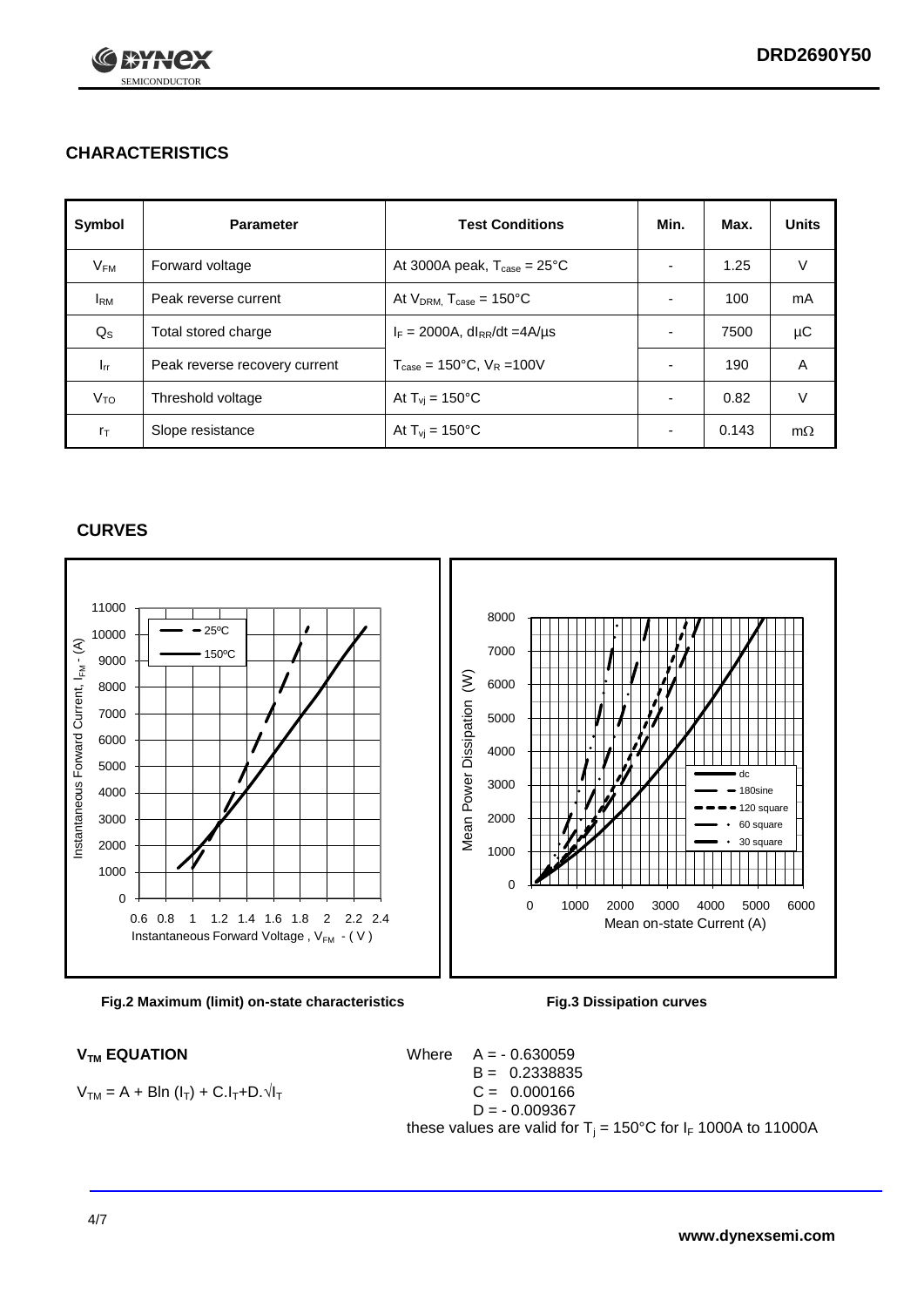## CHARACTERISTICS

| Symbol | Parameter | Test Conditions | Min. | Max. | Units |
|---|---|---|---|---|---|
| $V_{FM}$ | Forward voltage | At 3000A peak, $T_{case}$ = 25°C | - | 1.25 | V |
| $I_{RM}$ | Peak reverse current | At $V_{DRM}$, $T_{case}$ = 150°C | - | 100 | mA |
| $Q_S$ | Total stored charge | $I_F$ = 2000A, $dI_{RR}/dt$ =4A/µs | - | 7500 | µC |
| $I_{rr}$ | Peak reverse recovery current | $T_{case}$ = 150°C, $V_R$ =100V | - | 190 | A |
| $V_{TO}$ | Threshold voltage | At $T_{vj}$ = 150°C | - | 0.82 | V |
| $r_T$ | Slope resistance | At $T_{vj}$ = 150°C | - | 0.143 | mΩ |

## CURVES

**Fig.2 Maximum (limit) on-state characteristics**

**Fig.3 Dissipation curves**

### $V_{TM}$ EQUATION

$$V_{TM} = A + B\ln(I_T) + C.I_T + D.\sqrt{I_T}$$

Where
- $A$ = - 0.630059
- $B$ = 0.2338835
- $C$ = 0.000166
- $D$ = - 0.009367

these values are valid for $T_j$ = 150°C for $I_F$ 1000A to 11000A

www.dynexsemi.com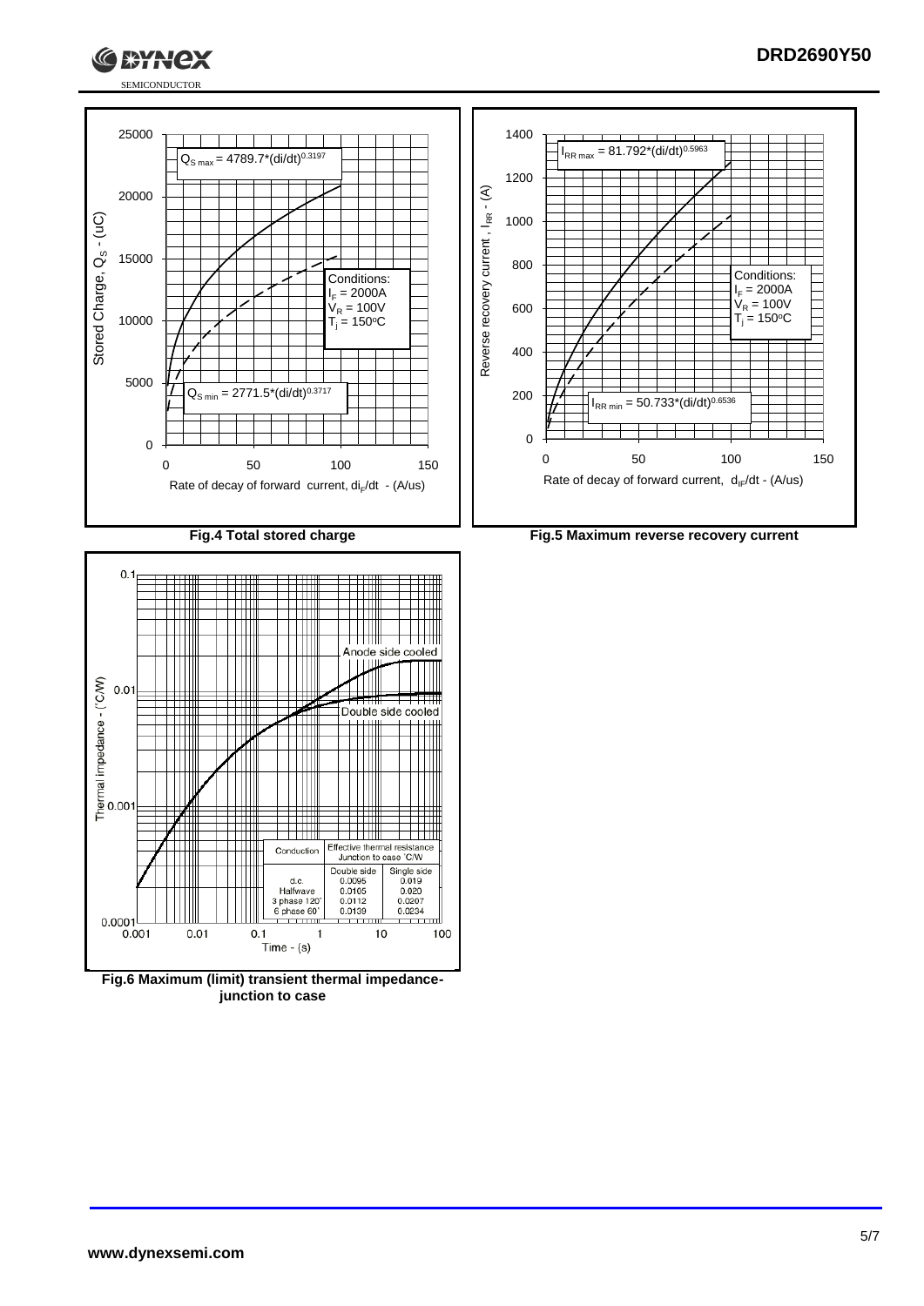Fig.4 Total stored charge

Fig.5 Maximum reverse recovery current

Fig.6 Maximum (limit) transient thermal impedance- junction to case

| Conduction | Effective thermal resistance Junction to case °C/W | |
|---|---|---|
| | Double side | Single side |
| d.c. | 0.0095 | 0.019 |
| Halfwave | 0.0105 | 0.020 |
| 3 phase 120° | 0.0112 | 0.0207 |
| 6 phase 60° | 0.0139 | 0.0234 |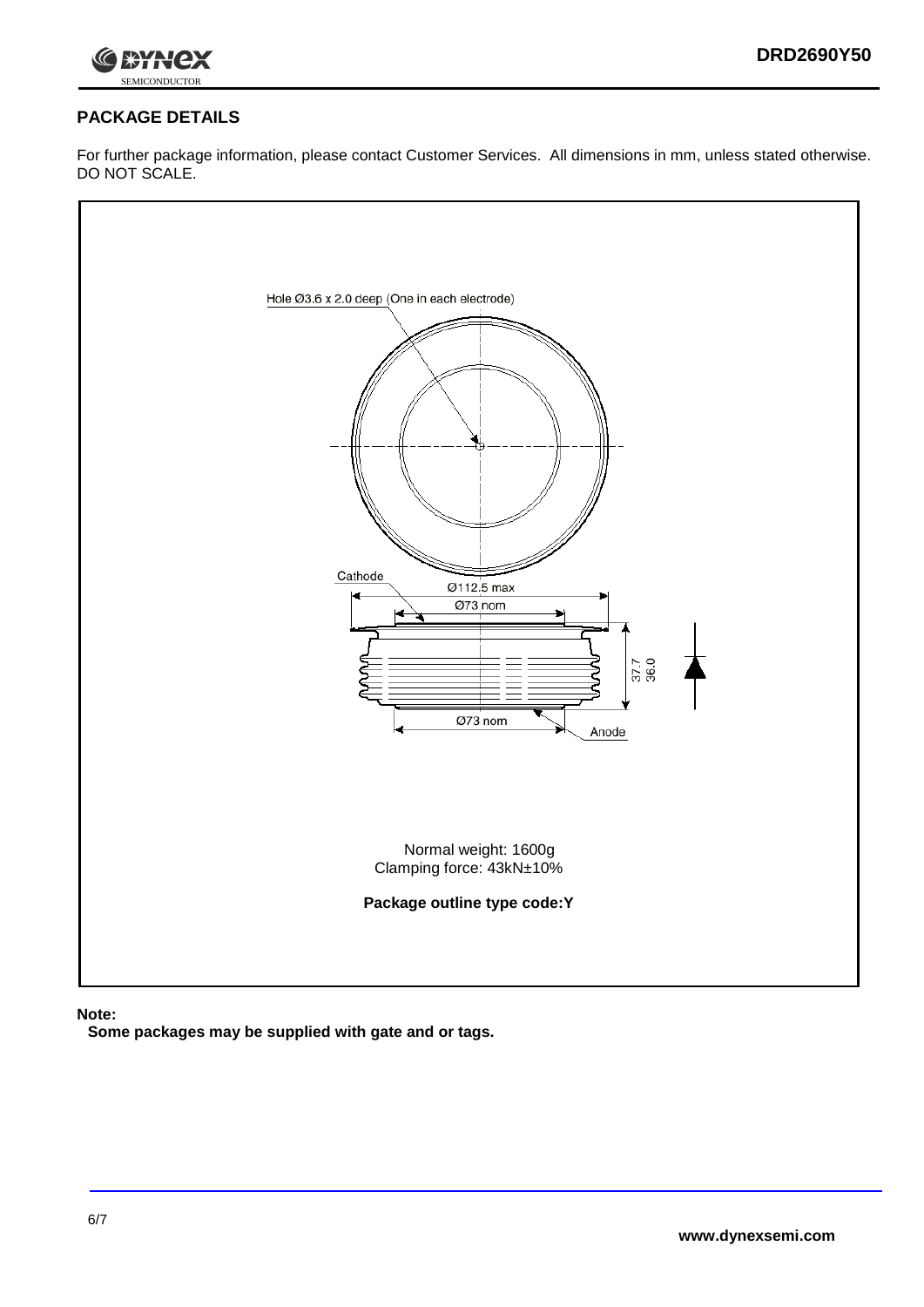## PACKAGE DETAILS

For further package information, please contact Customer Services. All dimensions in mm, unless stated otherwise. DO NOT SCALE.

Hole Ø3.6 x 2.0 deep (One in each electrode)

Cathode

Ø112.5 max

Ø73 nom

37.7
36.0

Ø73 nom

Anode

Normal weight: 1600g
Clamping force: 43kN±10%

**Package outline type code:Y**

**Note:**

**Some packages may be supplied with gate and or tags.**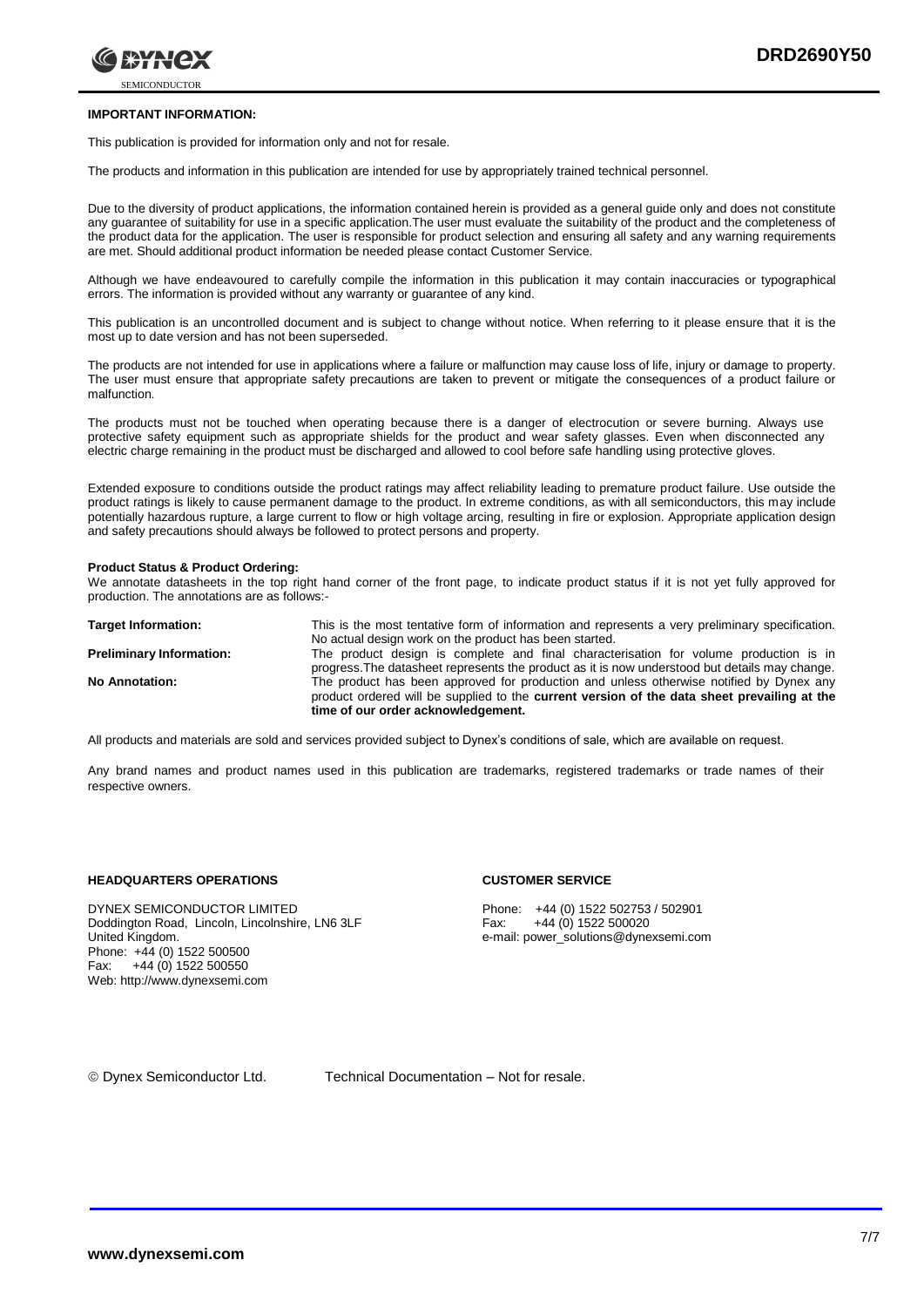**IMPORTANT INFORMATION:**

This publication is provided for information only and not for resale.

The products and information in this publication are intended for use by appropriately trained technical personnel.

Due to the diversity of product applications, the information contained herein is provided as a general guide only and does not constitute any guarantee of suitability for use in a specific application.The user must evaluate the suitability of the product and the completeness of the product data for the application. The user is responsible for product selection and ensuring all safety and any warning requirements are met. Should additional product information be needed please contact Customer Service.

Although we have endeavoured to carefully compile the information in this publication it may contain inaccuracies or typographical errors. The information is provided without any warranty or guarantee of any kind.

This publication is an uncontrolled document and is subject to change without notice. When referring to it please ensure that it is the most up to date version and has not been superseded.

The products are not intended for use in applications where a failure or malfunction may cause loss of life, injury or damage to property. The user must ensure that appropriate safety precautions are taken to prevent or mitigate the consequences of a product failure or malfunction.

The products must not be touched when operating because there is a danger of electrocution or severe burning. Always use protective safety equipment such as appropriate shields for the product and wear safety glasses. Even when disconnected any electric charge remaining in the product must be discharged and allowed to cool before safe handling using protective gloves.

Extended exposure to conditions outside the product ratings may affect reliability leading to premature product failure. Use outside the product ratings is likely to cause permanent damage to the product. In extreme conditions, as with all semiconductors, this may include potentially hazardous rupture, a large current to flow or high voltage arcing, resulting in fire or explosion. Appropriate application design and safety precautions should always be followed to protect persons and property.

**Product Status & Product Ordering:**

We annotate datasheets in the top right hand corner of the front page, to indicate product status if it is not yet fully approved for production. The annotations are as follows:-

| | |
|---|---|
| **Target Information:** | This is the most tentative form of information and represents a very preliminary specification. No actual design work on the product has been started. |
| **Preliminary Information:** | The product design is complete and final characterisation for volume production is in progress.The datasheet represents the product as it is now understood but details may change. |
| **No Annotation:** | The product has been approved for production and unless otherwise notified by Dynex any product ordered will be supplied to the **current version of the data sheet prevailing at the time of our order acknowledgement.** |

All products and materials are sold and services provided subject to Dynex's conditions of sale, which are available on request.

Any brand names and product names used in this publication are trademarks, registered trademarks or trade names of their respective owners.

**HEADQUARTERS OPERATIONS**

DYNEX SEMICONDUCTOR LIMITED
Doddington Road, Lincoln, Lincolnshire, LN6 3LF
United Kingdom.
Phone: +44 (0) 1522 500500
Fax: +44 (0) 1522 500550
Web: http://www.dynexsemi.com

**CUSTOMER SERVICE**

Phone: +44 (0) 1522 502753 / 502901
Fax: +44 (0) 1522 500020
e-mail: power_solutions@dynexsemi.com

© Dynex Semiconductor Ltd. Technical Documentation – Not for resale.